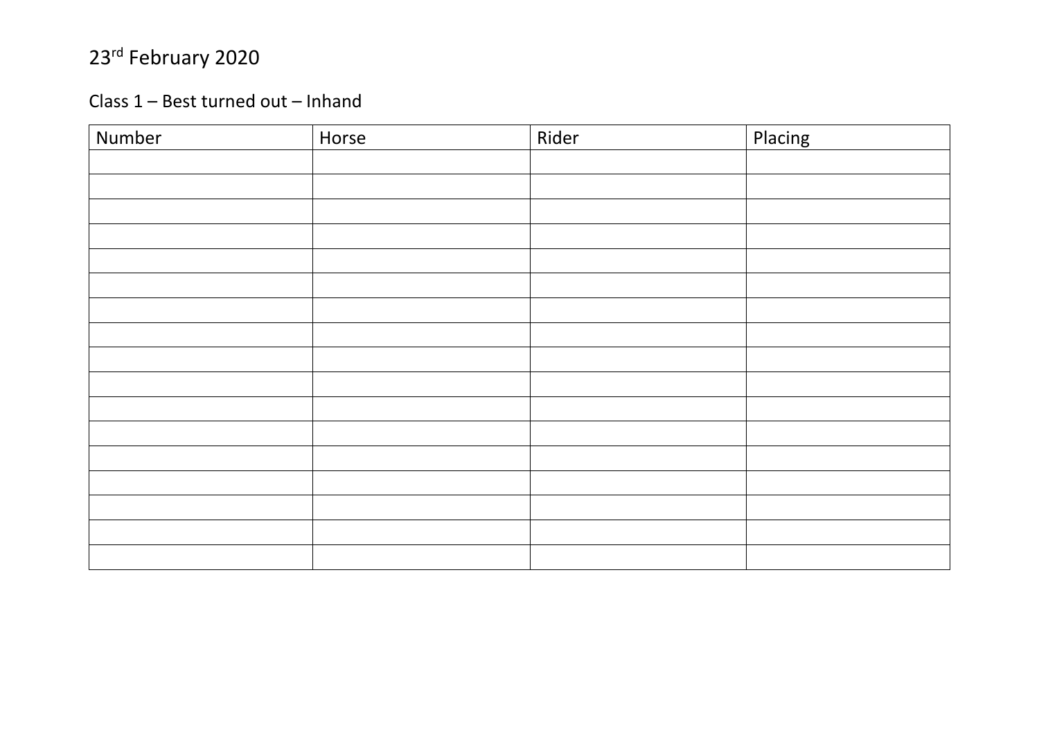23rd February 2020

Class 1 – Best turned out – Inhand

| Number | Horse | Rider | Placing |
|---|---|---|---|
| | | | |
| | | | |
| | | | |
| | | | |
| | | | |
| | | | |
| | | | |
| | | | |
| | | | |
| | | | |
| | | | |
| | | | |
| | | | |
| | | | |
| | | | |
| | | | |
| | | | |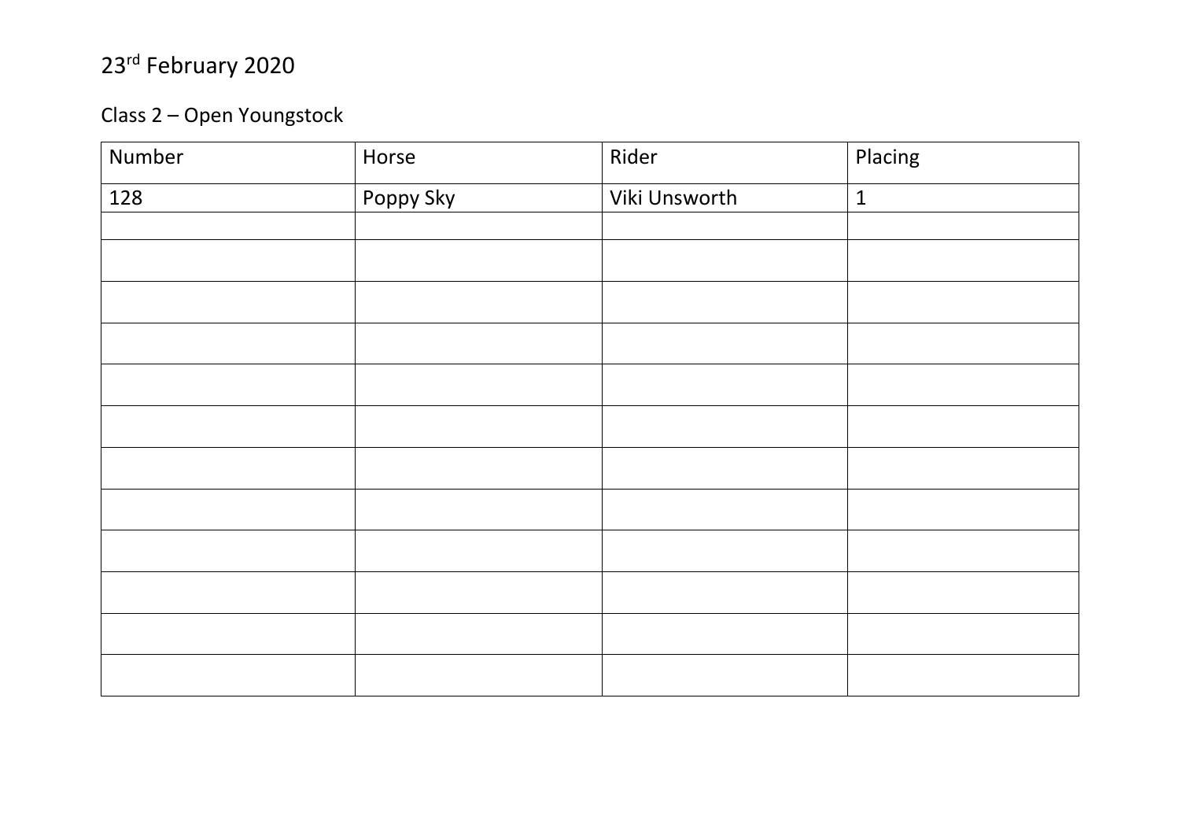23rd February 2020

Class 2 – Open Youngstock

| Number | Horse | Rider | Placing |
|---|---|---|---|
| 128 | Poppy Sky | Viki Unsworth | 1 |
| | | | |
| | | | |
| | | | |
| | | | |
| | | | |
| | | | |
| | | | |
| | | | |
| | | | |
| | | | |
| | | | |
| | | | |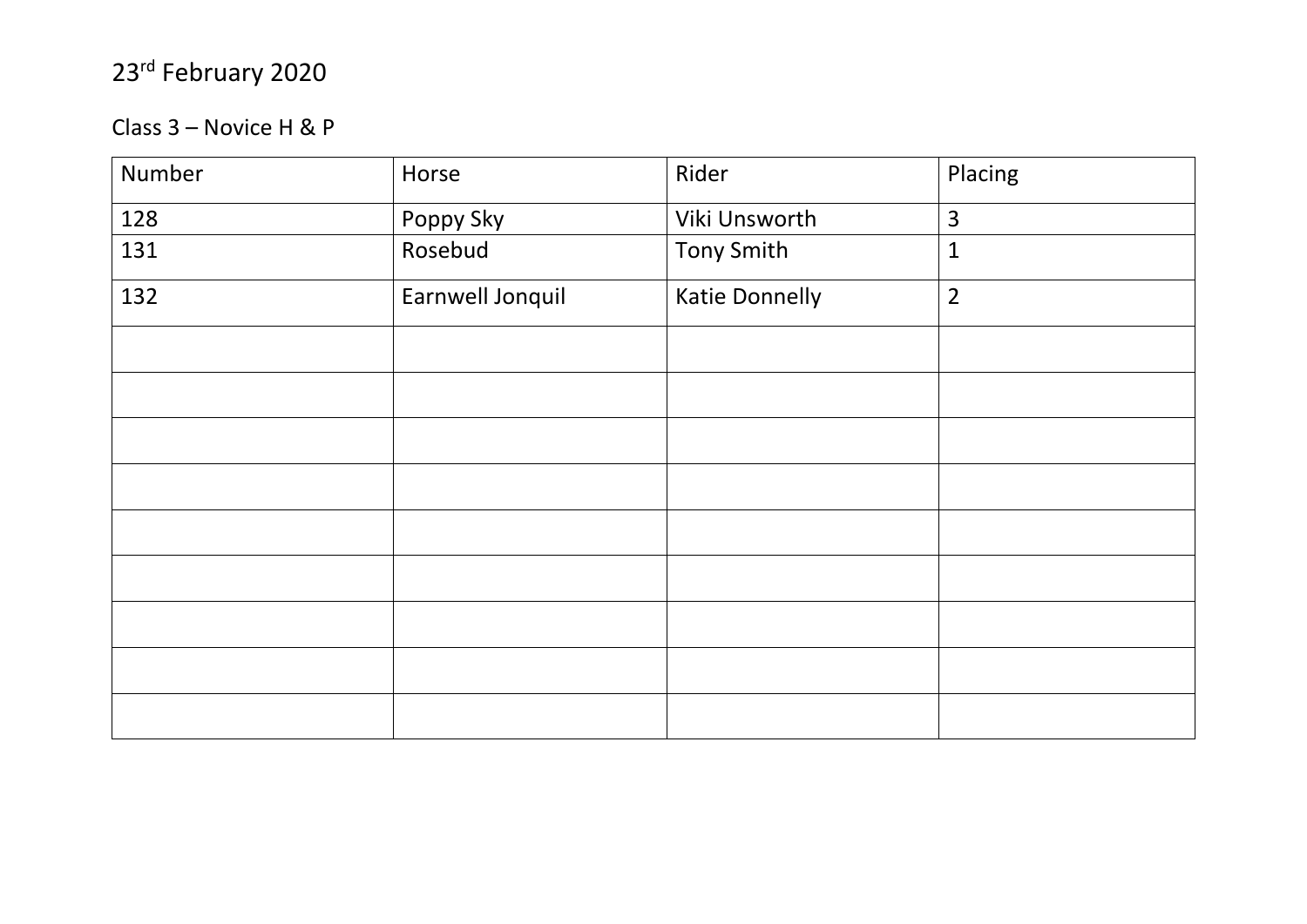23rd February 2020

Class 3 – Novice H & P

| Number | Horse | Rider | Placing |
|---|---|---|---|
| 128 | Poppy Sky | Viki Unsworth | 3 |
| 131 | Rosebud | Tony Smith | 1 |
| 132 | Earnwell Jonquil | Katie Donnelly | 2 |
| | | | |
| | | | |
| | | | |
| | | | |
| | | | |
| | | | |
| | | | |
| | | | |
| | | | |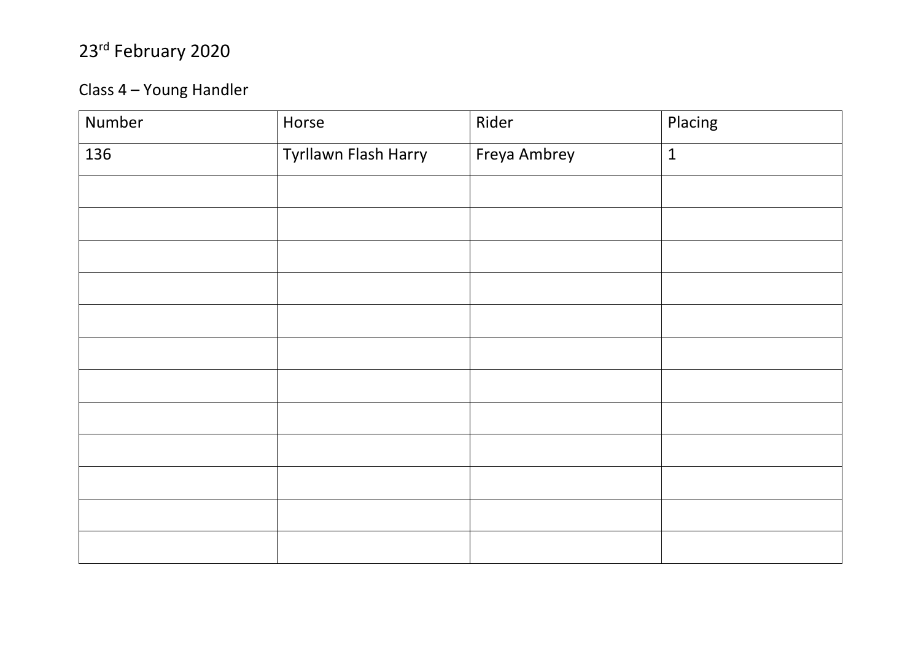23rd February 2020

Class 4 – Young Handler

| Number | Horse | Rider | Placing |
|---|---|---|---|
| 136 | Tyrllawn Flash Harry | Freya Ambrey | 1 |
| | | | |
| | | | |
| | | | |
| | | | |
| | | | |
| | | | |
| | | | |
| | | | |
| | | | |
| | | | |
| | | | |
| | | | |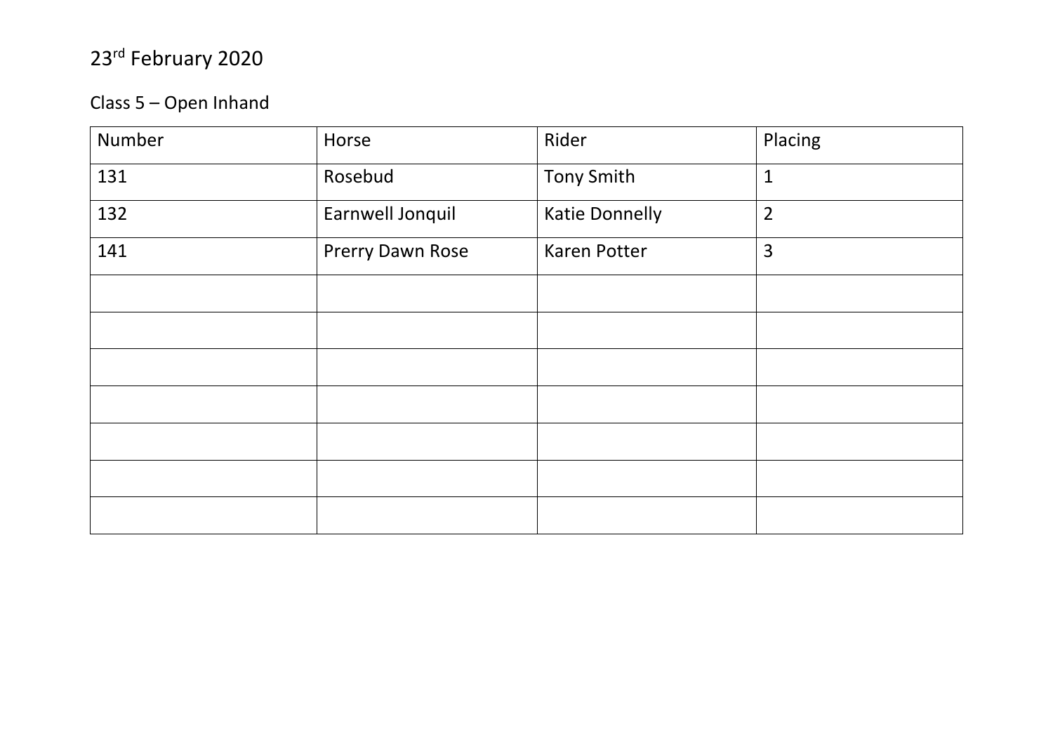23rd February 2020

Class 5 – Open Inhand

| Number | Horse | Rider | Placing |
|---|---|---|---|
| 131 | Rosebud | Tony Smith | 1 |
| 132 | Earnwell Jonquil | Katie Donnelly | 2 |
| 141 | Prerry Dawn Rose | Karen Potter | 3 |
| | | | |
| | | | |
| | | | |
| | | | |
| | | | |
| | | | |
| | | | |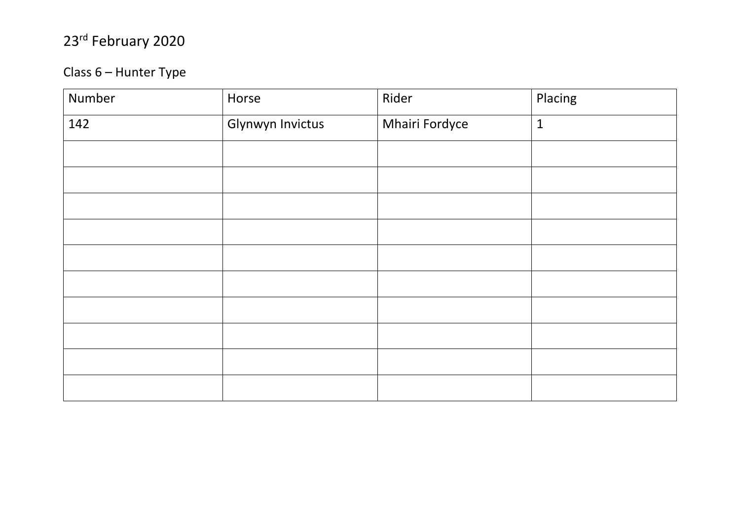23rd February 2020

Class 6 – Hunter Type

| Number | Horse | Rider | Placing |
|---|---|---|---|
| 142 | Glynwyn Invictus | Mhairi Fordyce | 1 |
| | | | |
| | | | |
| | | | |
| | | | |
| | | | |
| | | | |
| | | | |
| | | | |
| | | | |
| | | | |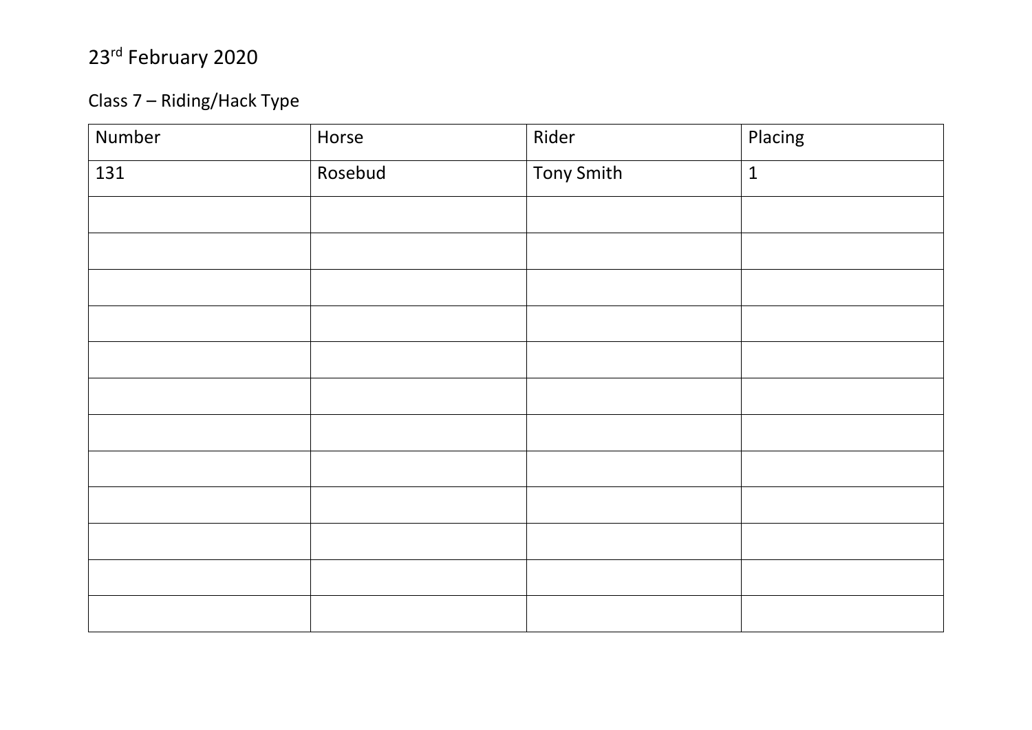23rd February 2020

Class 7 – Riding/Hack Type

| Number | Horse | Rider | Placing |
| --- | --- | --- | --- |
| 131 | Rosebud | Tony Smith | 1 |
| | | | |
| | | | |
| | | | |
| | | | |
| | | | |
| | | | |
| | | | |
| | | | |
| | | | |
| | | | |
| | | | |
| | | | |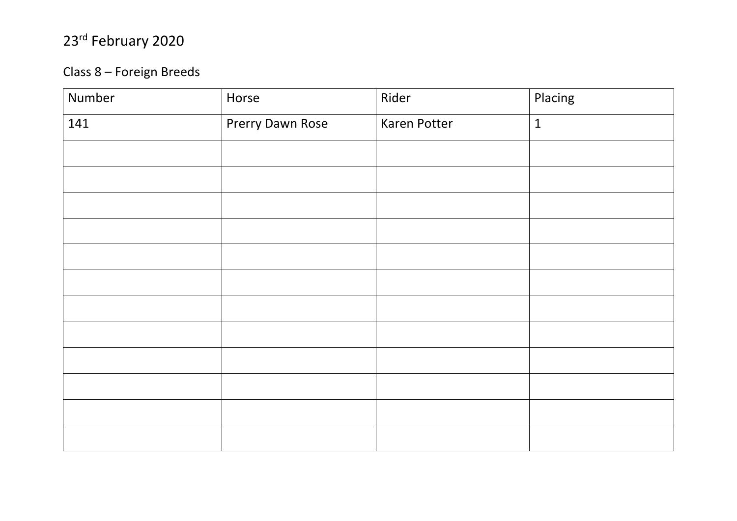23rd February 2020

Class 8 – Foreign Breeds

| Number | Horse | Rider | Placing |
| --- | --- | --- | --- |
| 141 | Prerry Dawn Rose | Karen Potter | 1 |
| | | | |
| | | | |
| | | | |
| | | | |
| | | | |
| | | | |
| | | | |
| | | | |
| | | | |
| | | | |
| | | | |
| | | | |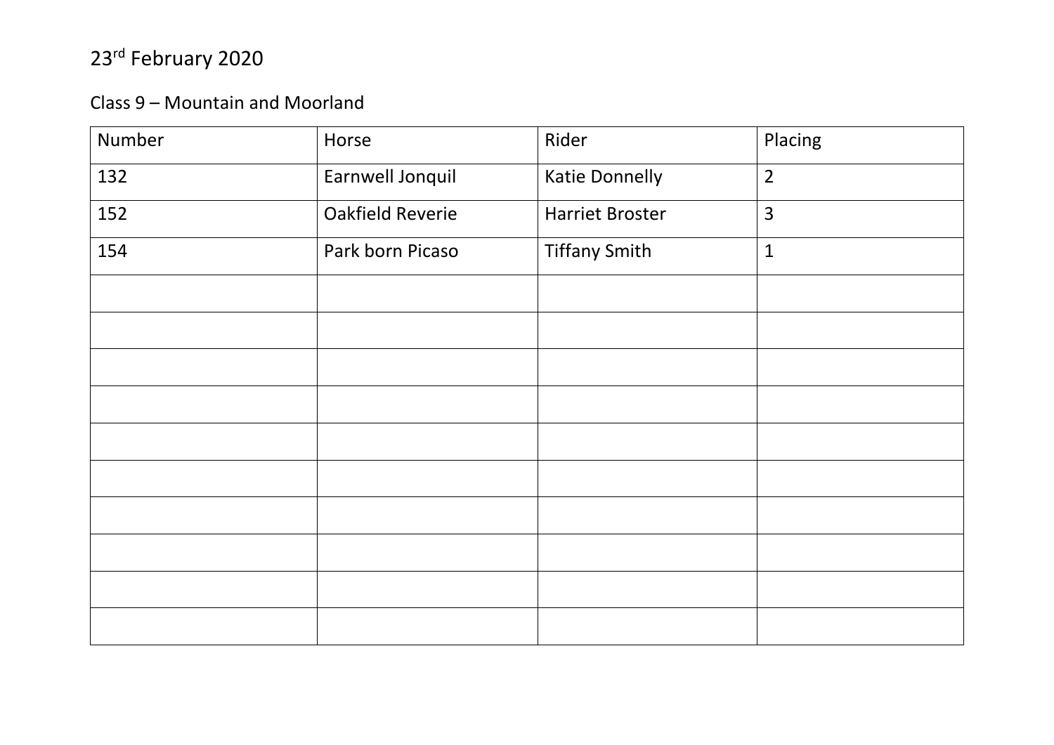23rd February 2020

Class 9 – Mountain and Moorland

| Number | Horse | Rider | Placing |
|---|---|---|---|
| 132 | Earnwell Jonquil | Katie Donnelly | 2 |
| 152 | Oakfield Reverie | Harriet Broster | 3 |
| 154 | Park born Picaso | Tiffany Smith | 1 |
| | | | |
| | | | |
| | | | |
| | | | |
| | | | |
| | | | |
| | | | |
| | | | |
| | | | |
| | | | |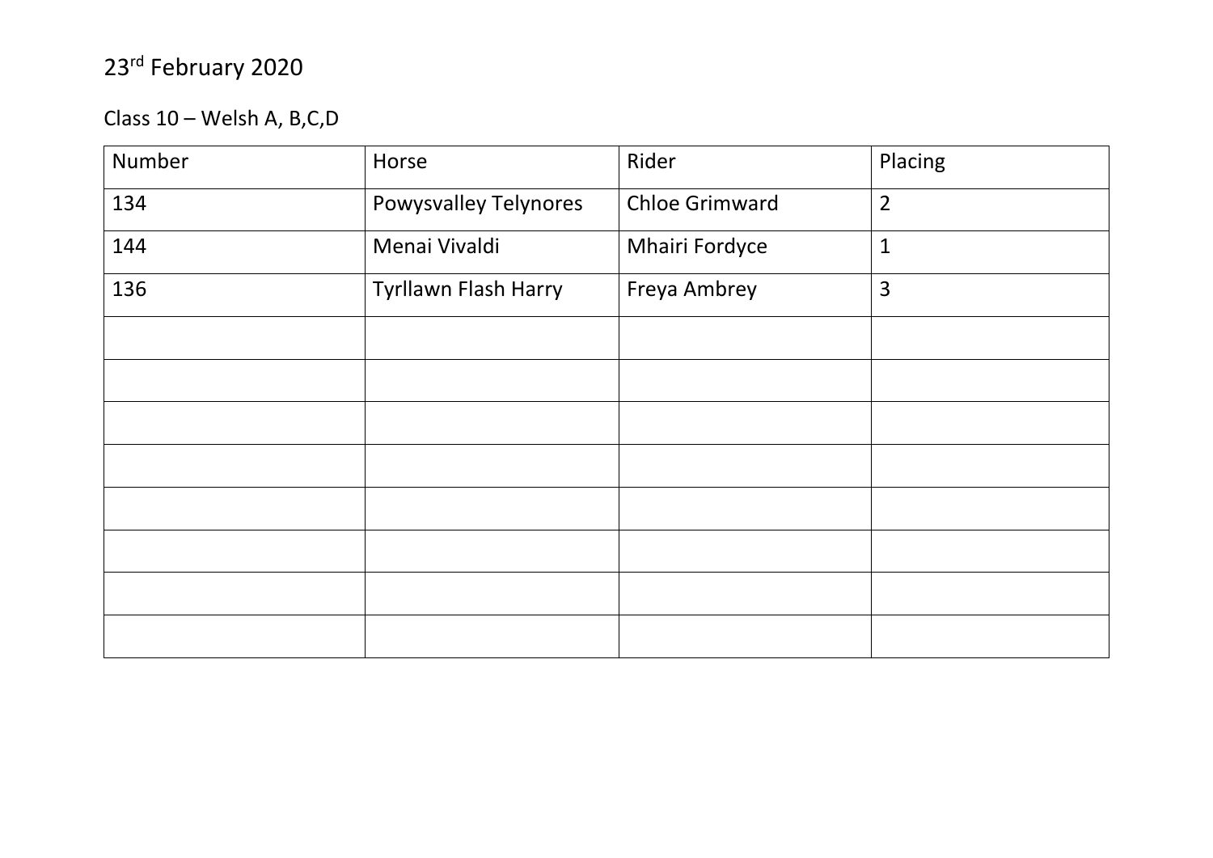23rd February 2020

Class 10 – Welsh A, B,C,D

| Number | Horse | Rider | Placing |
|---|---|---|---|
| 134 | Powysvalley Telynores | Chloe Grimward | 2 |
| 144 | Menai Vivaldi | Mhairi Fordyce | 1 |
| 136 | Tyrllawn Flash Harry | Freya Ambrey | 3 |
| | | | |
| | | | |
| | | | |
| | | | |
| | | | |
| | | | |
| | | | |
| | | | |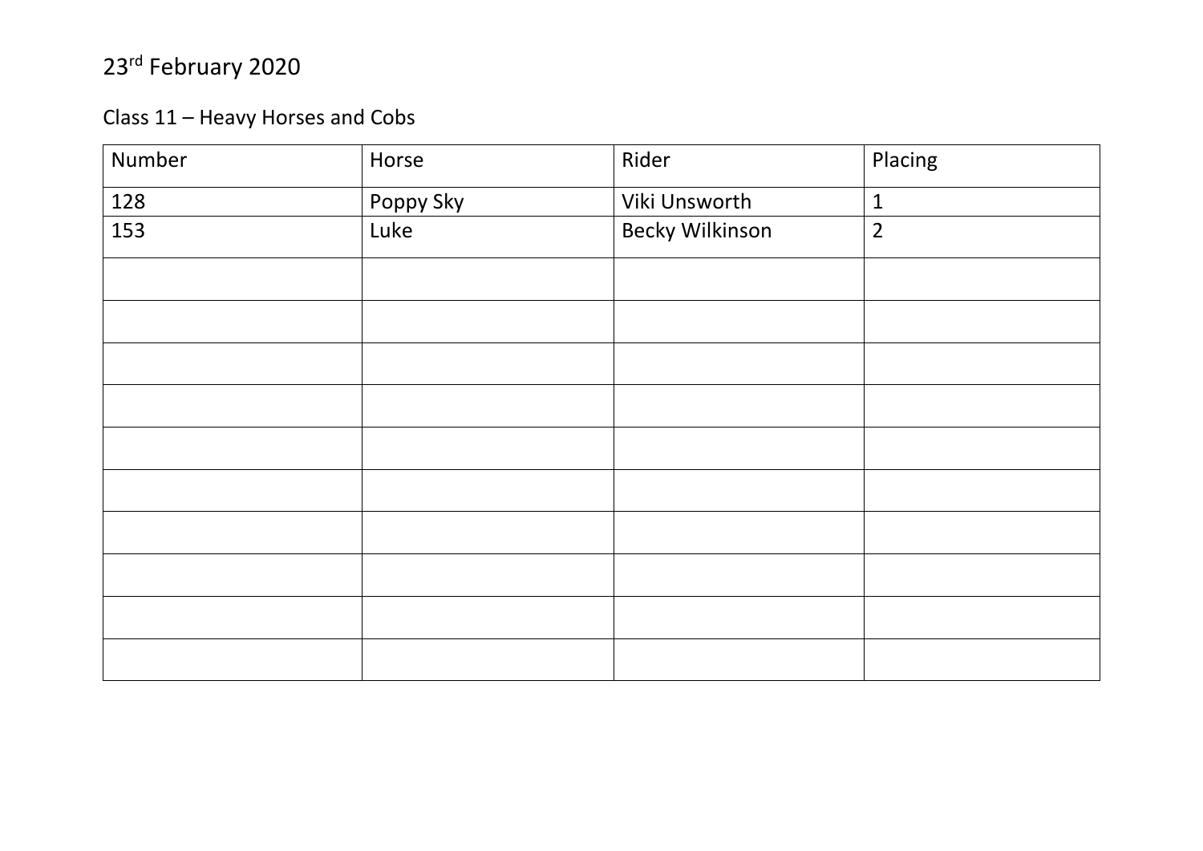23rd February 2020

Class 11 – Heavy Horses and Cobs

| Number | Horse | Rider | Placing |
| --- | --- | --- | --- |
| 128 | Poppy Sky | Viki Unsworth | 1 |
| 153 | Luke | Becky Wilkinson | 2 |
| | | | |
| | | | |
| | | | |
| | | | |
| | | | |
| | | | |
| | | | |
| | | | |
| | | | |
| | | | |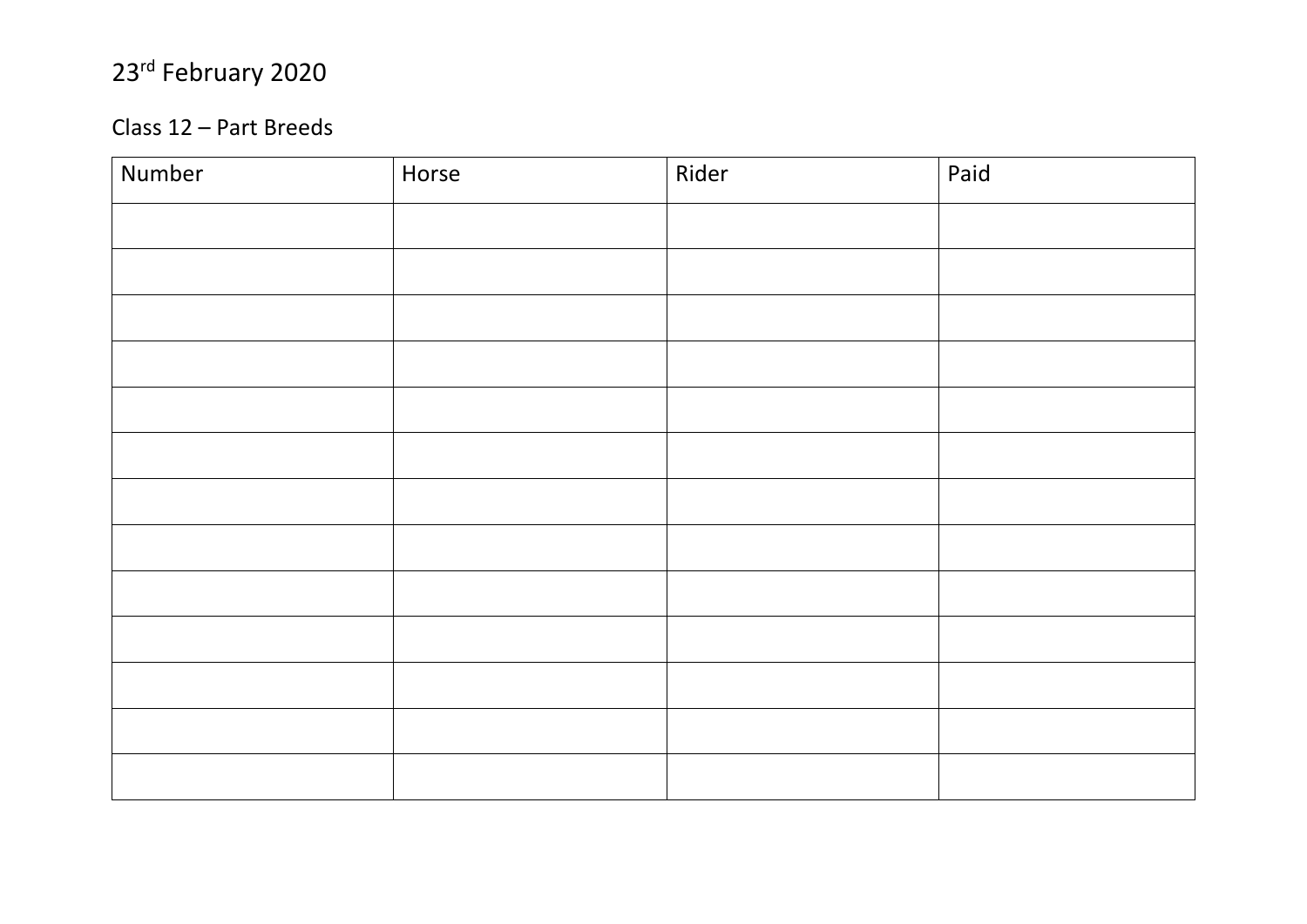23rd February 2020

Class 12 – Part Breeds

| Number | Horse | Rider | Paid |
|---|---|---|---|
| | | | |
| | | | |
| | | | |
| | | | |
| | | | |
| | | | |
| | | | |
| | | | |
| | | | |
| | | | |
| | | | |
| | | | |
| | | | |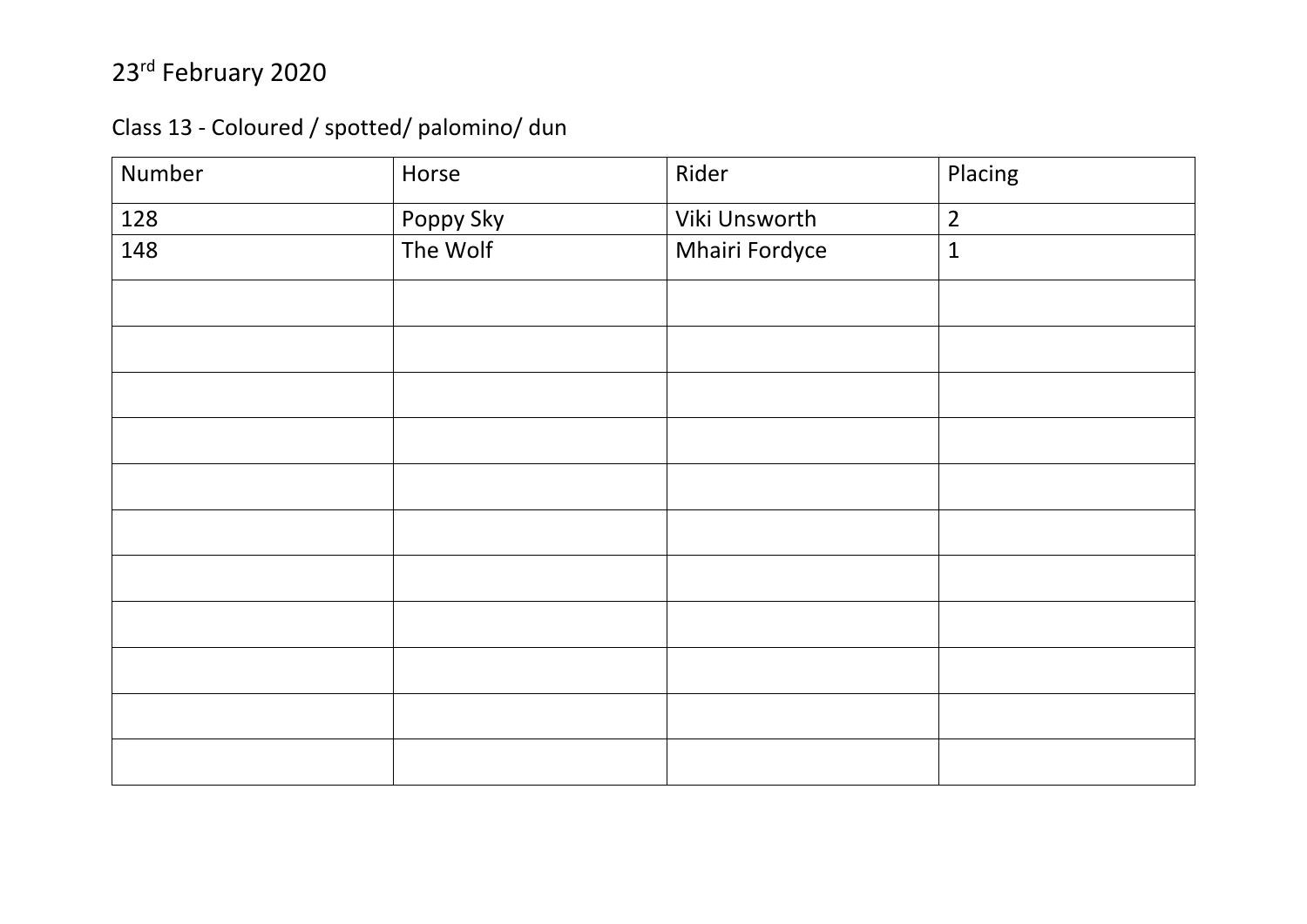23rd February 2020

Class 13 - Coloured / spotted/ palomino/ dun

| Number | Horse | Rider | Placing |
|---|---|---|---|
| 128 | Poppy Sky | Viki Unsworth | 2 |
| 148 | The Wolf | Mhairi Fordyce | 1 |
| | | | |
| | | | |
| | | | |
| | | | |
| | | | |
| | | | |
| | | | |
| | | | |
| | | | |
| | | | |
| | | | |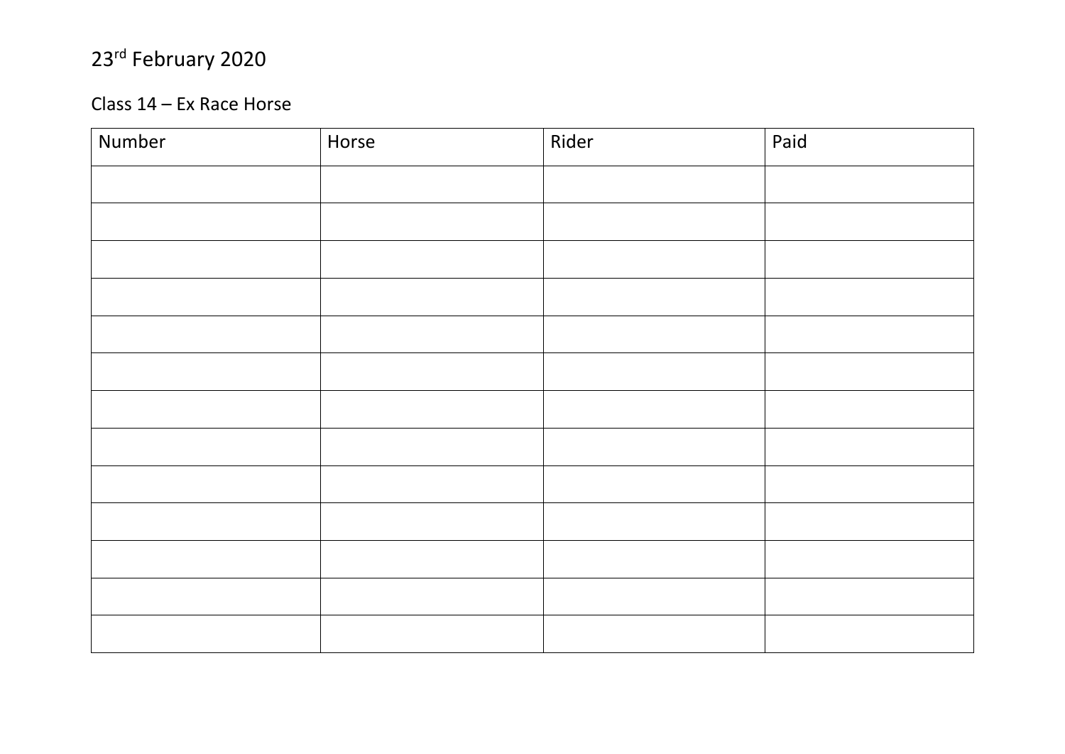23rd February 2020

Class 14 – Ex Race Horse

| Number | Horse | Rider | Paid |
| --- | --- | --- | --- |
| | | | |
| | | | |
| | | | |
| | | | |
| | | | |
| | | | |
| | | | |
| | | | |
| | | | |
| | | | |
| | | | |
| | | | |
| | | | |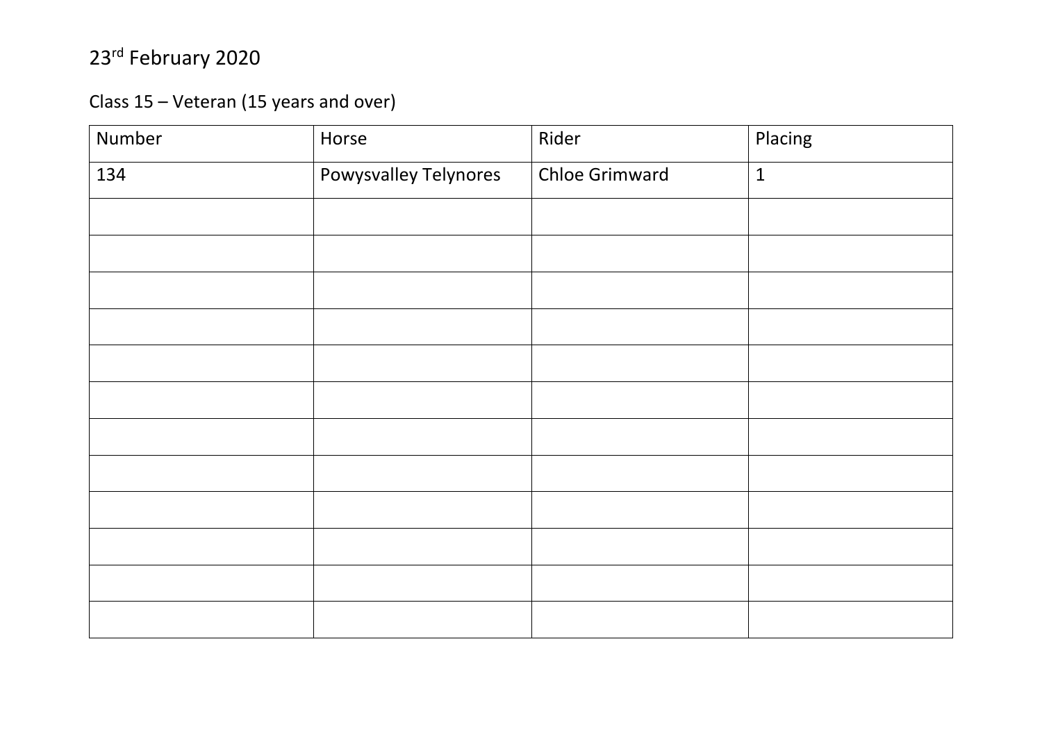23rd February 2020

Class 15 – Veteran (15 years and over)

| Number | Horse | Rider | Placing |
| --- | --- | --- | --- |
| 134 | Powysvalley Telynores | Chloe Grimward | 1 |
| | | | |
| | | | |
| | | | |
| | | | |
| | | | |
| | | | |
| | | | |
| | | | |
| | | | |
| | | | |
| | | | |
| | | | |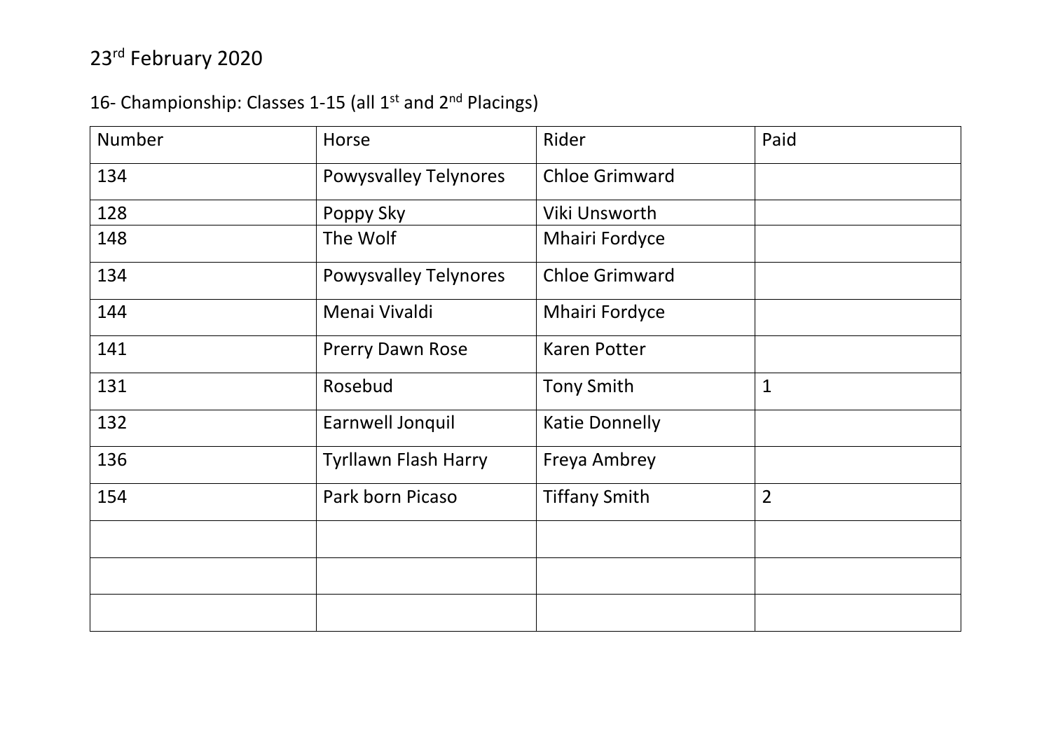23rd February 2020

16- Championship: Classes 1-15 (all 1st and 2nd Placings)

| Number | Horse | Rider | Paid |
|---|---|---|---|
| 134 | Powysvalley Telynores | Chloe Grimward | |
| 128 | Poppy Sky | Viki Unsworth | |
| 148 | The Wolf | Mhairi Fordyce | |
| 134 | Powysvalley Telynores | Chloe Grimward | |
| 144 | Menai Vivaldi | Mhairi Fordyce | |
| 141 | Prerry Dawn Rose | Karen Potter | |
| 131 | Rosebud | Tony Smith | 1 |
| 132 | Earnwell Jonquil | Katie Donnelly | |
| 136 | Tyrllawn Flash Harry | Freya Ambrey | |
| 154 | Park born Picaso | Tiffany Smith | 2 |
| | | | |
| | | | |
| | | | |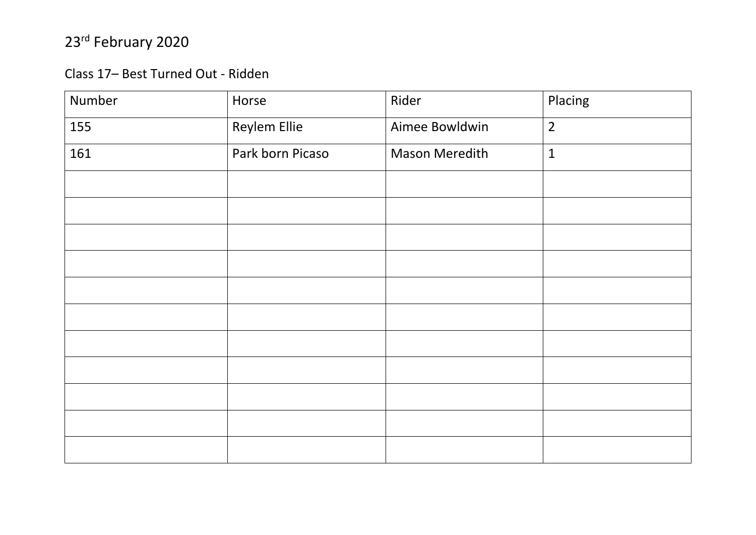23rd February 2020

Class 17– Best Turned Out - Ridden

| Number | Horse | Rider | Placing |
|---|---|---|---|
| 155 | Reylem Ellie | Aimee Bowldwin | 2 |
| 161 | Park born Picaso | Mason Meredith | 1 |
| | | | |
| | | | |
| | | | |
| | | | |
| | | | |
| | | | |
| | | | |
| | | | |
| | | | |
| | | | |
| | | | |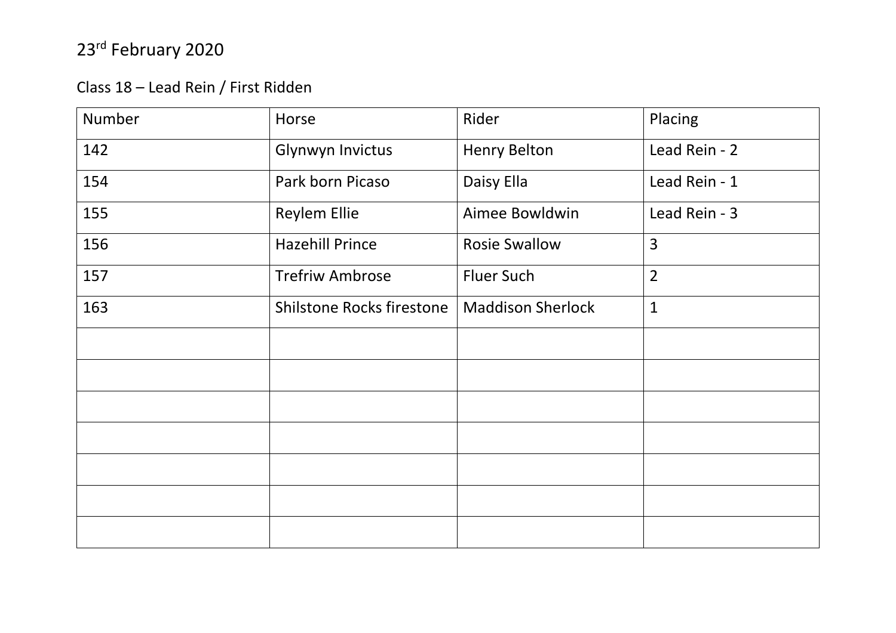23rd February 2020

Class 18 – Lead Rein / First Ridden

| Number | Horse | Rider | Placing |
|---|---|---|---|
| 142 | Glynwyn Invictus | Henry Belton | Lead Rein - 2 |
| 154 | Park born Picaso | Daisy Ella | Lead Rein - 1 |
| 155 | Reylem Ellie | Aimee Bowldwin | Lead Rein - 3 |
| 156 | Hazehill Prince | Rosie Swallow | 3 |
| 157 | Trefriw Ambrose | Fluer Such | 2 |
| 163 | Shilstone Rocks firestone | Maddison Sherlock | 1 |
| | | | |
| | | | |
| | | | |
| | | | |
| | | | |
| | | | |
| | | | |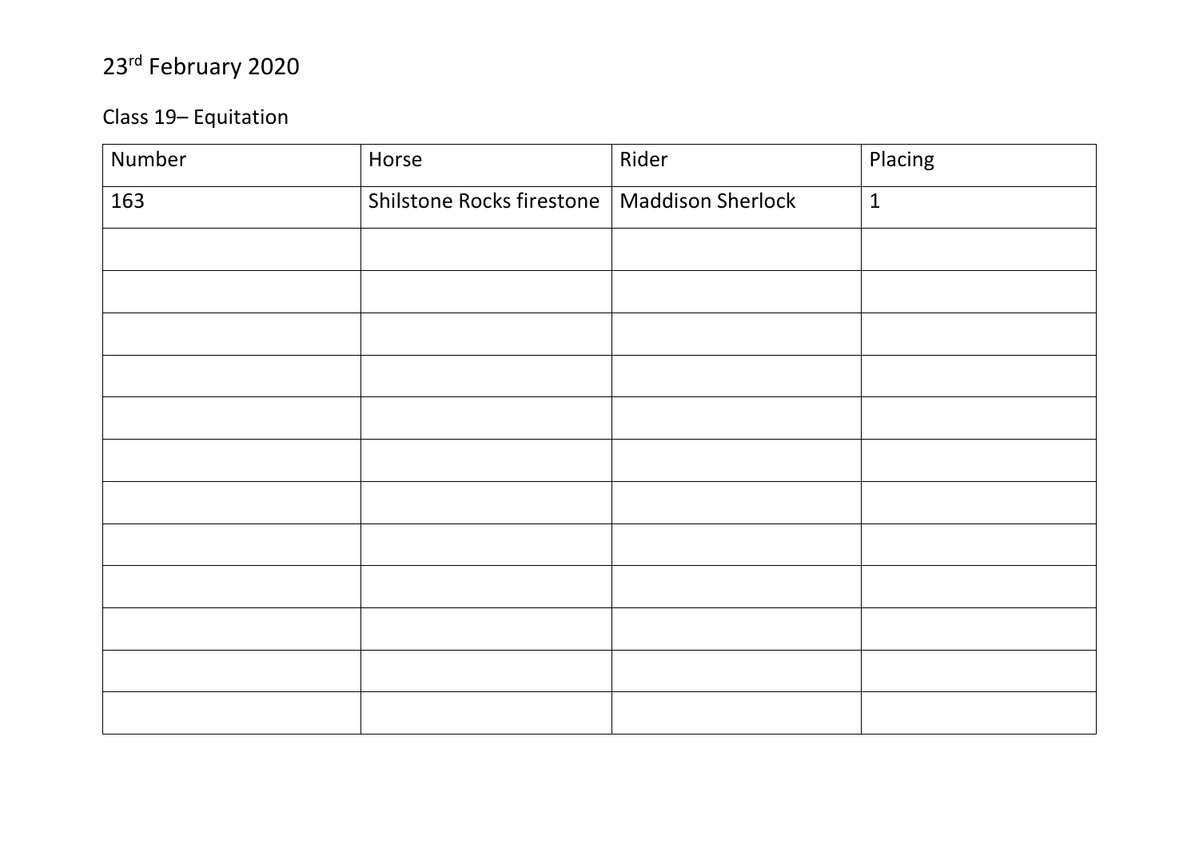23rd February 2020

Class 19– Equitation

| Number | Horse | Rider | Placing |
|---|---|---|---|
| 163 | Shilstone Rocks firestone | Maddison Sherlock | 1 |
| | | | |
| | | | |
| | | | |
| | | | |
| | | | |
| | | | |
| | | | |
| | | | |
| | | | |
| | | | |
| | | | |
| | | | |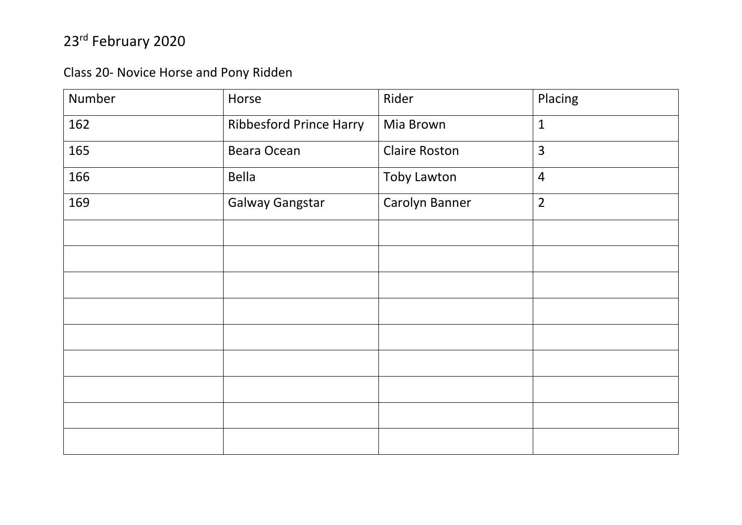23rd February 2020

Class 20- Novice Horse and Pony Ridden

| Number | Horse | Rider | Placing |
| --- | --- | --- | --- |
| 162 | Ribbesford Prince Harry | Mia Brown | 1 |
| 165 | Beara Ocean | Claire Roston | 3 |
| 166 | Bella | Toby Lawton | 4 |
| 169 | Galway Gangstar | Carolyn Banner | 2 |
| | | | |
| | | | |
| | | | |
| | | | |
| | | | |
| | | | |
| | | | |
| | | | |
| | | | |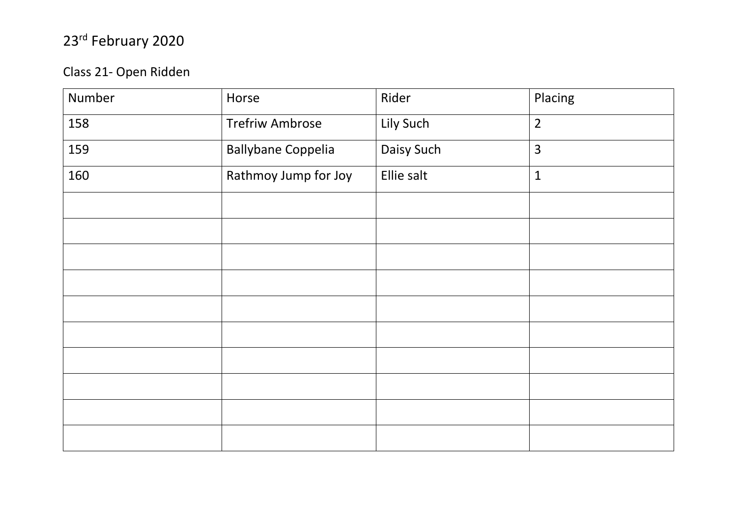23rd February 2020

Class 21- Open Ridden

| Number | Horse | Rider | Placing |
|---|---|---|---|
| 158 | Trefriw Ambrose | Lily Such | 2 |
| 159 | Ballybane Coppelia | Daisy Such | 3 |
| 160 | Rathmoy Jump for Joy | Ellie salt | 1 |
| | | | |
| | | | |
| | | | |
| | | | |
| | | | |
| | | | |
| | | | |
| | | | |
| | | | |
| | | | |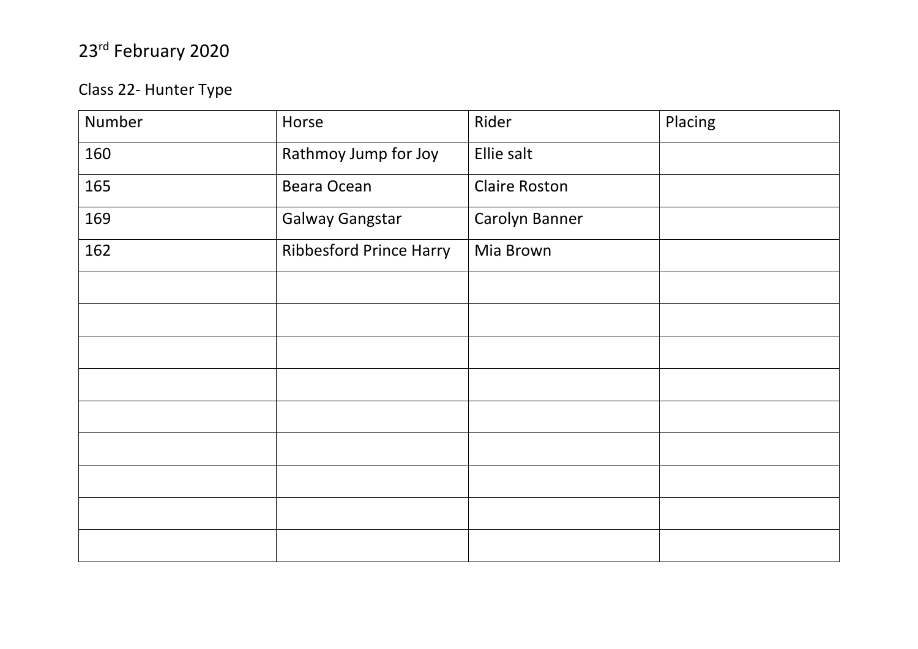23rd February 2020

Class 22- Hunter Type

| Number | Horse | Rider | Placing |
|---|---|---|---|
| 160 | Rathmoy Jump for Joy | Ellie salt | |
| 165 | Beara Ocean | Claire Roston | |
| 169 | Galway Gangstar | Carolyn Banner | |
| 162 | Ribbesford Prince Harry | Mia Brown | |
| | | | |
| | | | |
| | | | |
| | | | |
| | | | |
| | | | |
| | | | |
| | | | |
| | | | |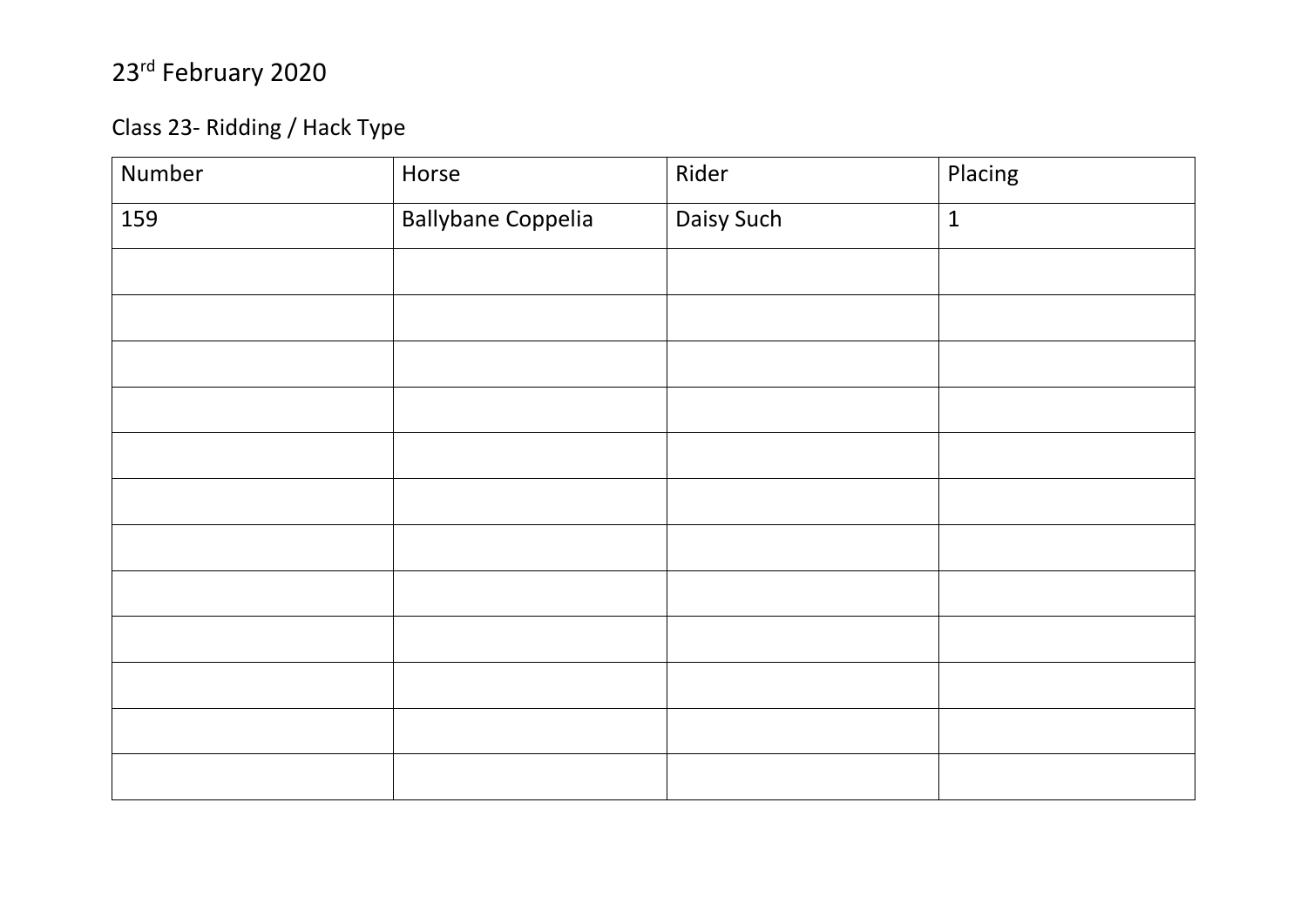23rd February 2020

Class 23- Ridding / Hack Type

| Number | Horse | Rider | Placing |
|---|---|---|---|
| 159 | Ballybane Coppelia | Daisy Such | 1 |
| | | | |
| | | | |
| | | | |
| | | | |
| | | | |
| | | | |
| | | | |
| | | | |
| | | | |
| | | | |
| | | | |
| | | | |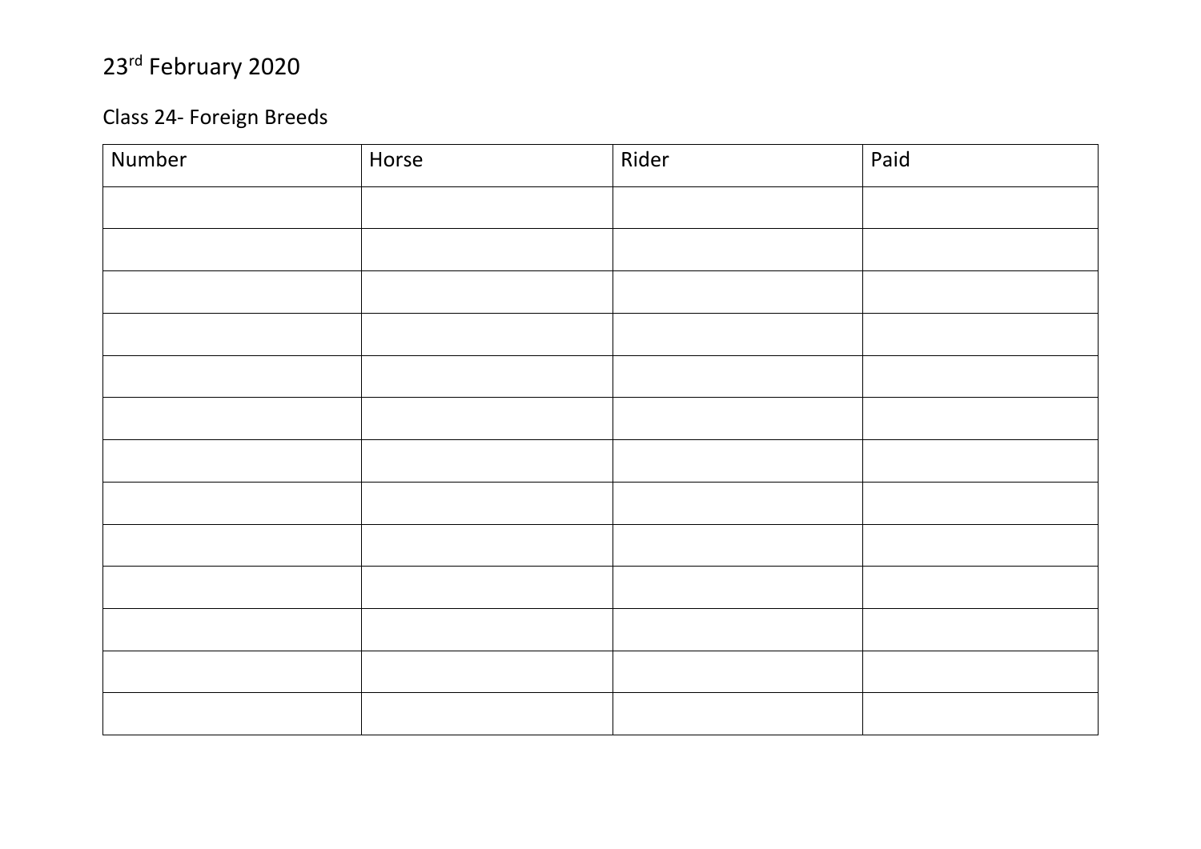23rd February 2020

Class 24- Foreign Breeds

| Number | Horse | Rider | Paid |
|---|---|---|---|
| | | | |
| | | | |
| | | | |
| | | | |
| | | | |
| | | | |
| | | | |
| | | | |
| | | | |
| | | | |
| | | | |
| | | | |
| | | | |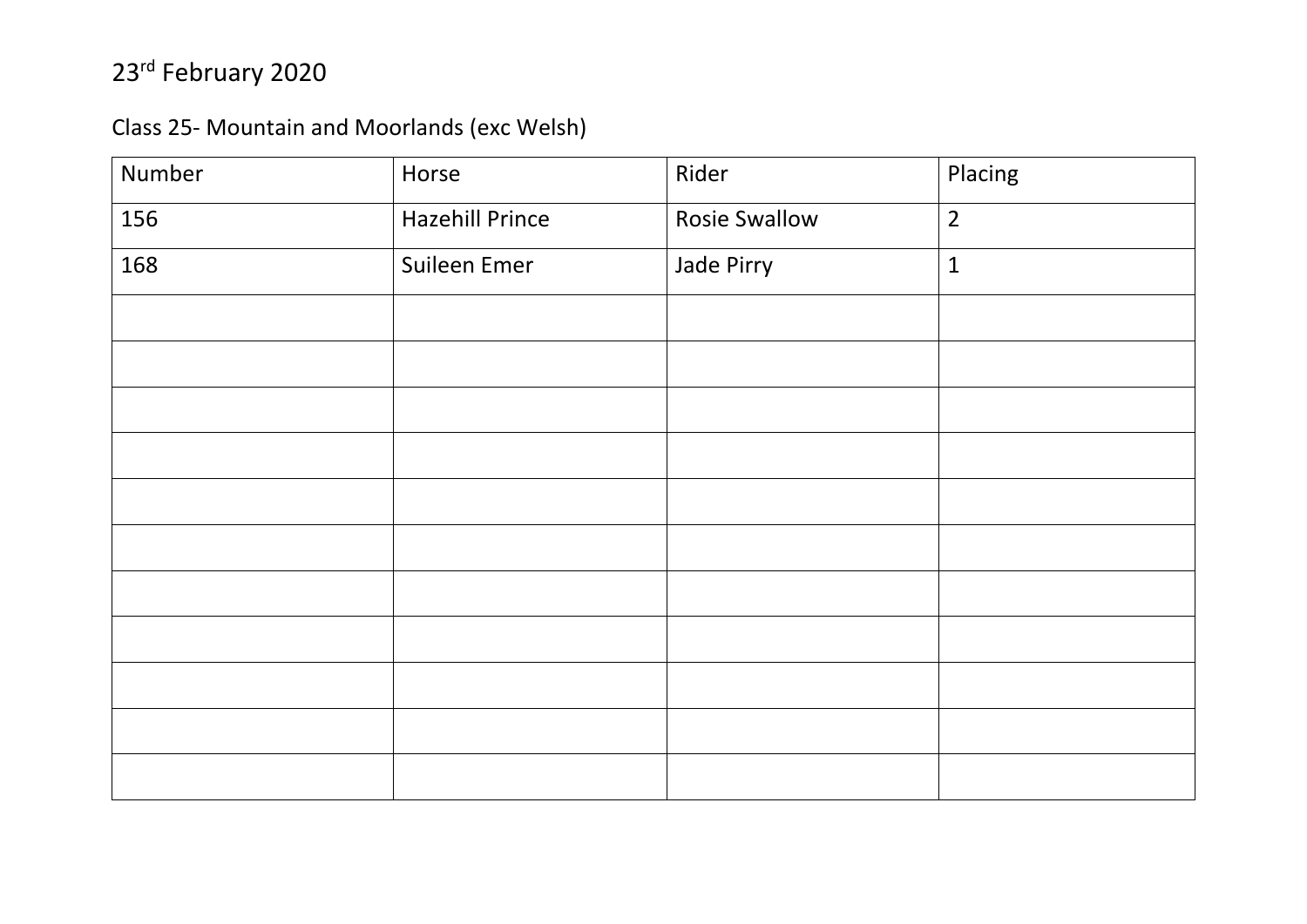23rd February 2020

Class 25- Mountain and Moorlands (exc Welsh)

| Number | Horse | Rider | Placing |
|---|---|---|---|
| 156 | Hazehill Prince | Rosie Swallow | 2 |
| 168 | Suileen Emer | Jade Pirry | 1 |
| | | | |
| | | | |
| | | | |
| | | | |
| | | | |
| | | | |
| | | | |
| | | | |
| | | | |
| | | | |
| | | | |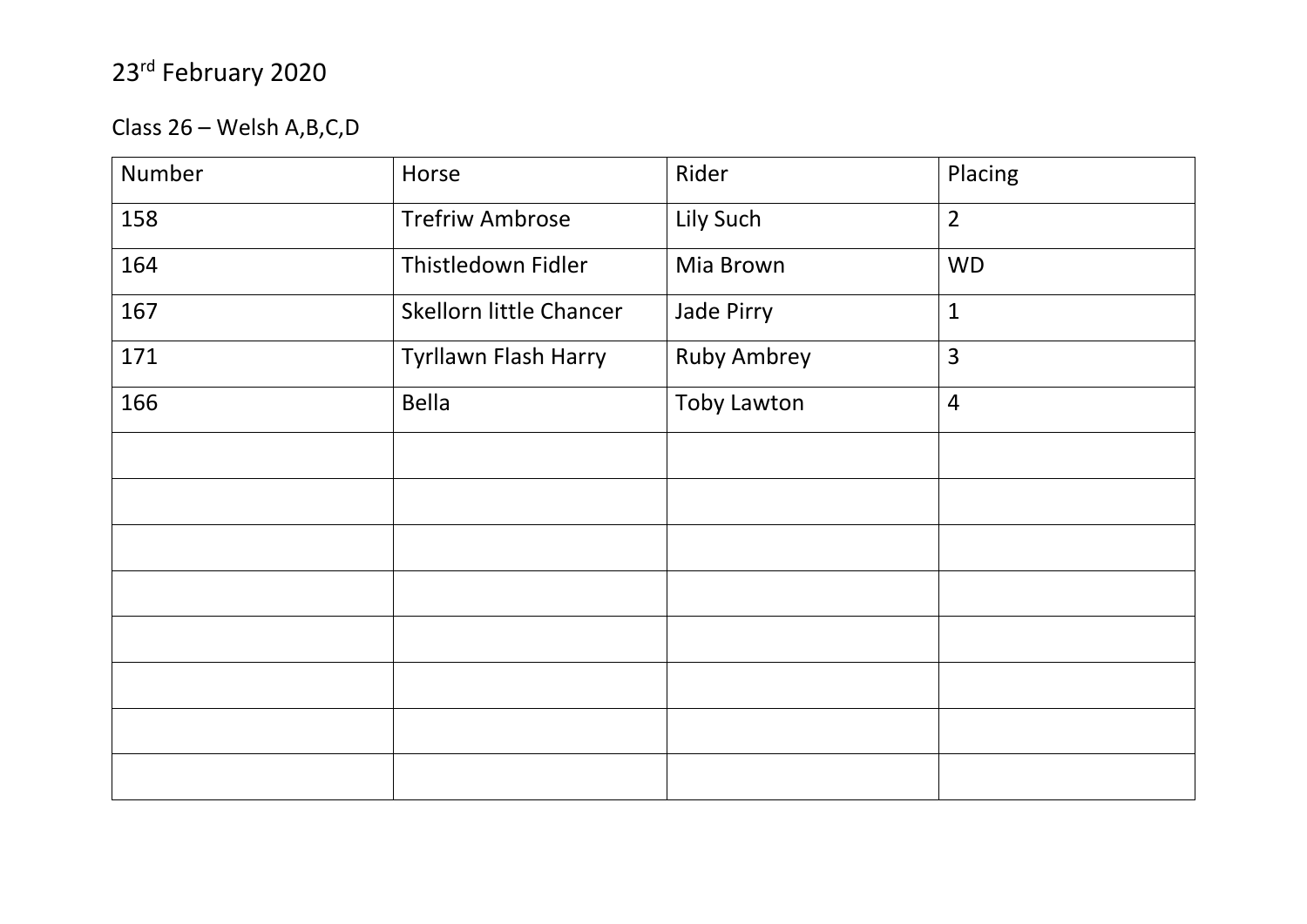23rd February 2020

Class 26 – Welsh A,B,C,D

| Number | Horse | Rider | Placing |
|---|---|---|---|
| 158 | Trefriw Ambrose | Lily Such | 2 |
| 164 | Thistledown Fidler | Mia Brown | WD |
| 167 | Skellorn little Chancer | Jade Pirry | 1 |
| 171 | Tyrllawn Flash Harry | Ruby Ambrey | 3 |
| 166 | Bella | Toby Lawton | 4 |
| | | | |
| | | | |
| | | | |
| | | | |
| | | | |
| | | | |
| | | | |
| | | | |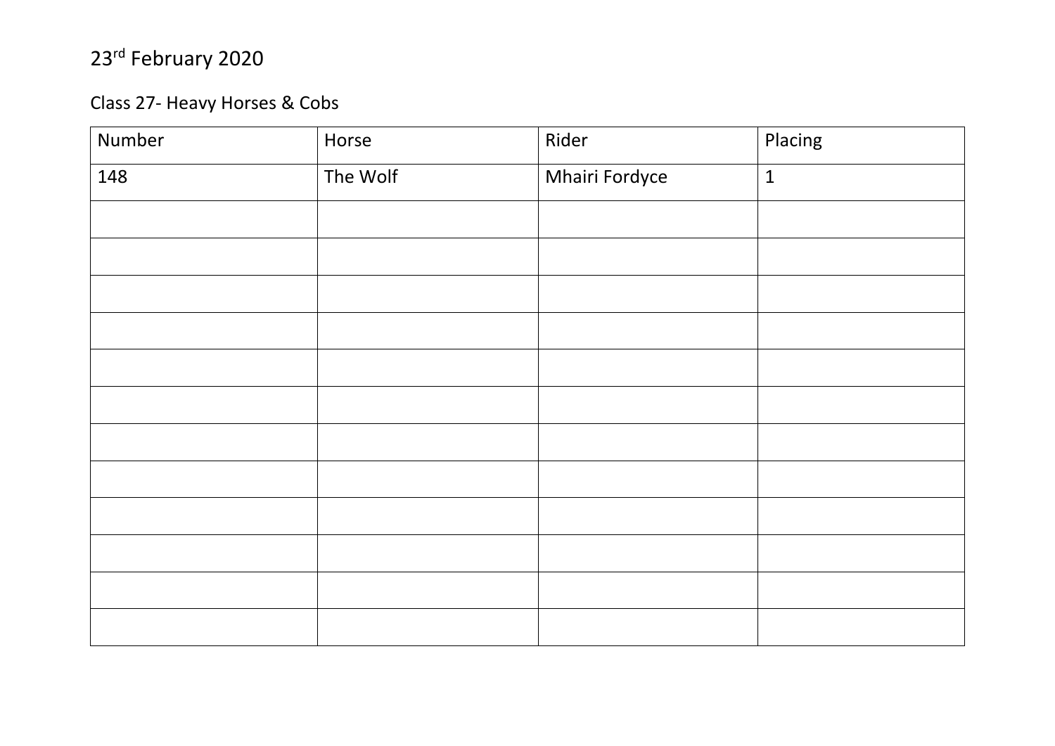23rd February 2020

Class 27- Heavy Horses & Cobs

| Number | Horse | Rider | Placing |
| --- | --- | --- | --- |
| 148 | The Wolf | Mhairi Fordyce | 1 |
| | | | |
| | | | |
| | | | |
| | | | |
| | | | |
| | | | |
| | | | |
| | | | |
| | | | |
| | | | |
| | | | |
| | | | |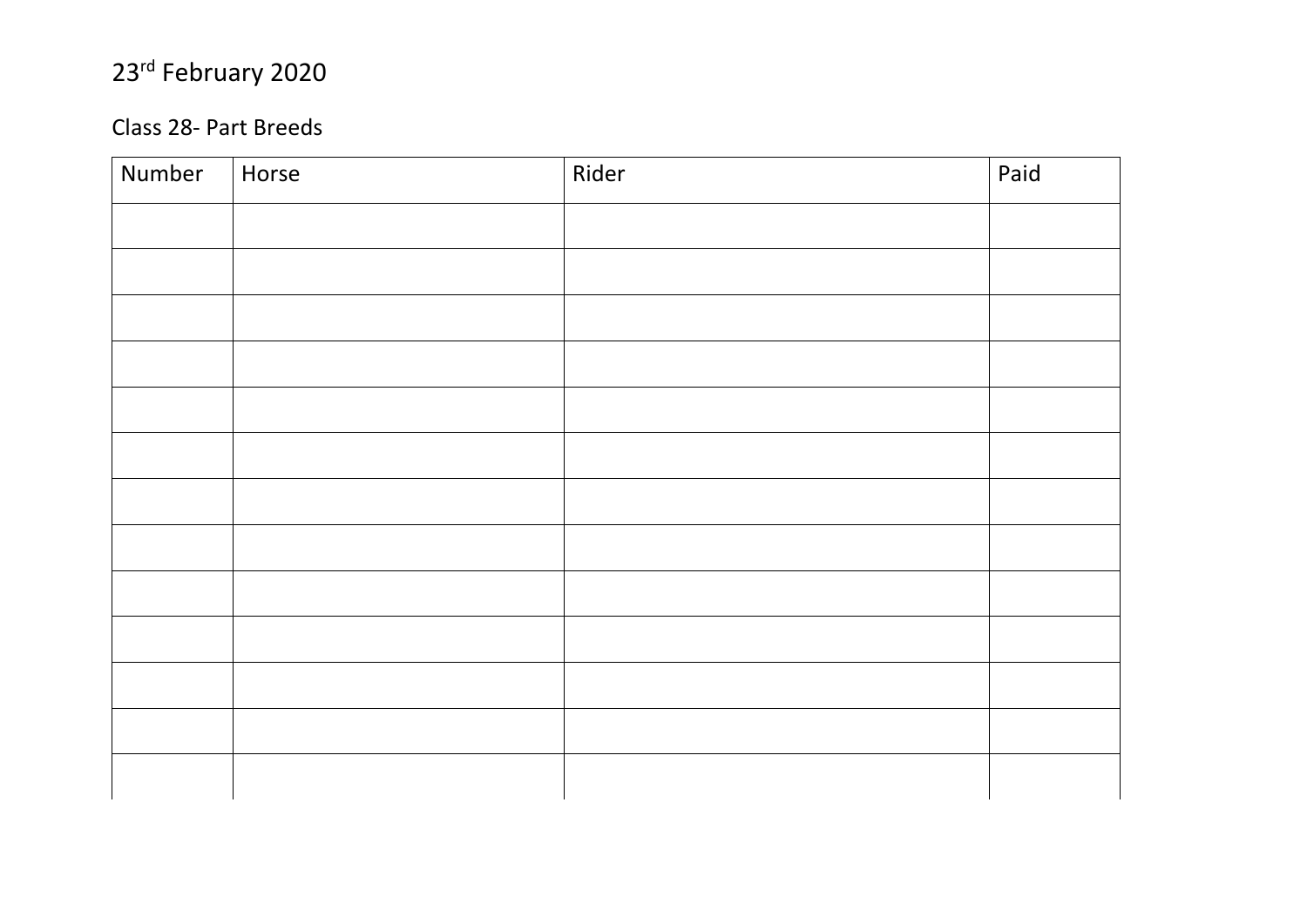23rd February 2020

Class 28- Part Breeds

| Number | Horse | Rider | Paid |
|---|---|---|---|
| | | | |
| | | | |
| | | | |
| | | | |
| | | | |
| | | | |
| | | | |
| | | | |
| | | | |
| | | | |
| | | | |
| | | | |
| | | | |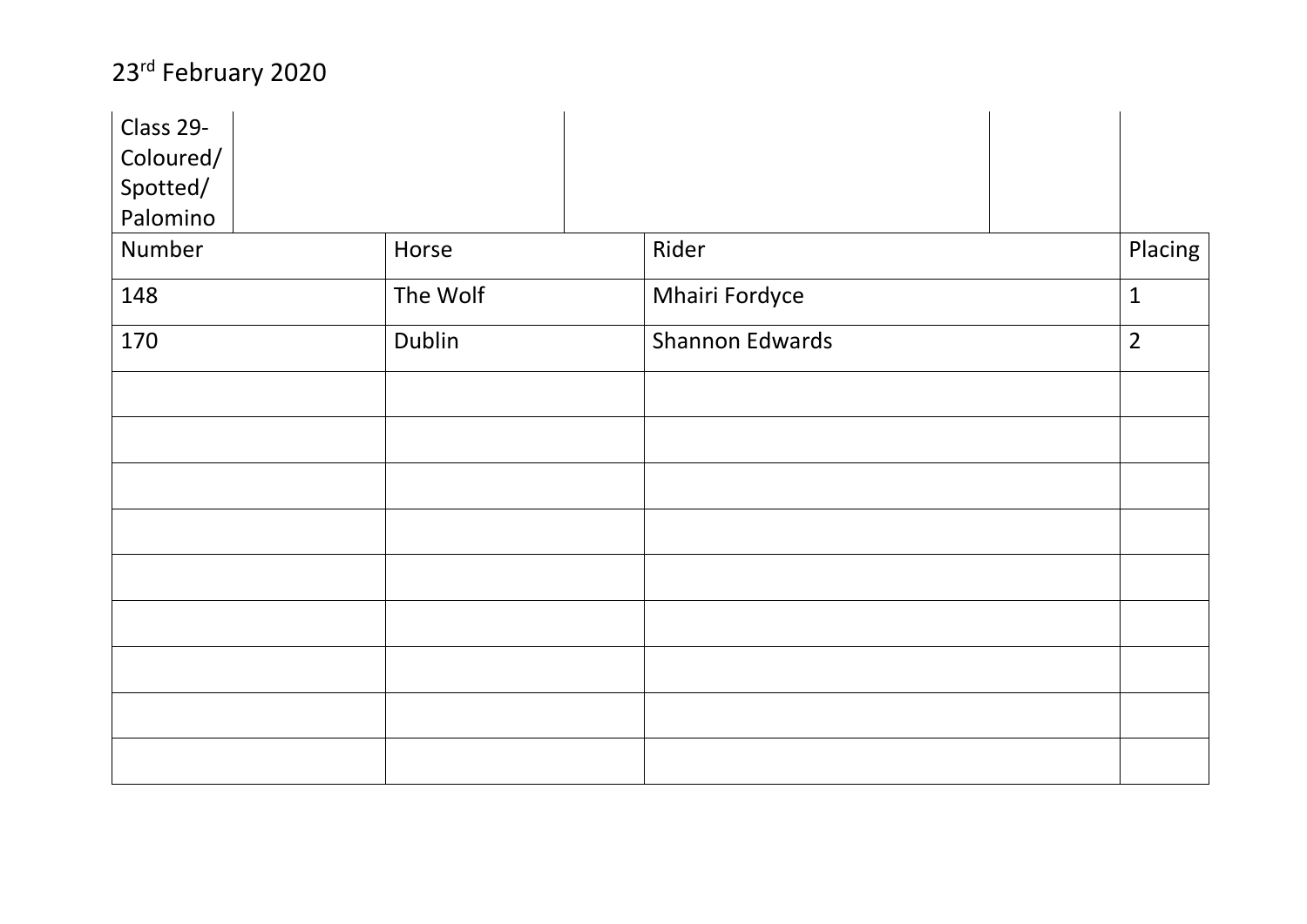23rd February 2020

Class 29- Coloured/ Spotted/ Palomino

| Number | Horse | Rider | Placing |
| --- | --- | --- | --- |
| 148 | The Wolf | Mhairi Fordyce | 1 |
| 170 | Dublin | Shannon Edwards | 2 |
| | | | |
| | | | |
| | | | |
| | | | |
| | | | |
| | | | |
| | | | |
| | | | |
| | | | |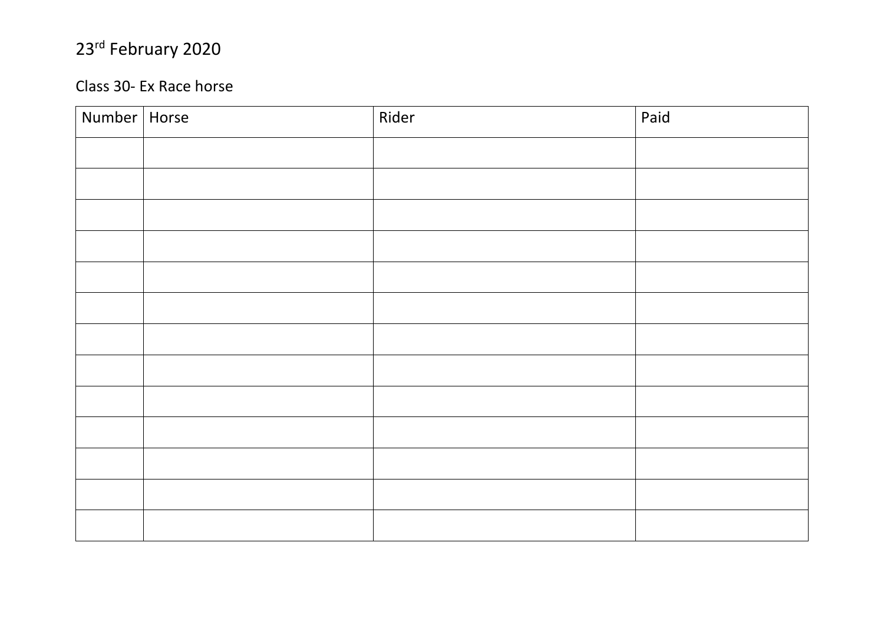23rd February 2020

Class 30- Ex Race horse

| Number | Horse | Rider | Paid |
|---|---|---|---|
| | | | |
| | | | |
| | | | |
| | | | |
| | | | |
| | | | |
| | | | |
| | | | |
| | | | |
| | | | |
| | | | |
| | | | |
| | | | |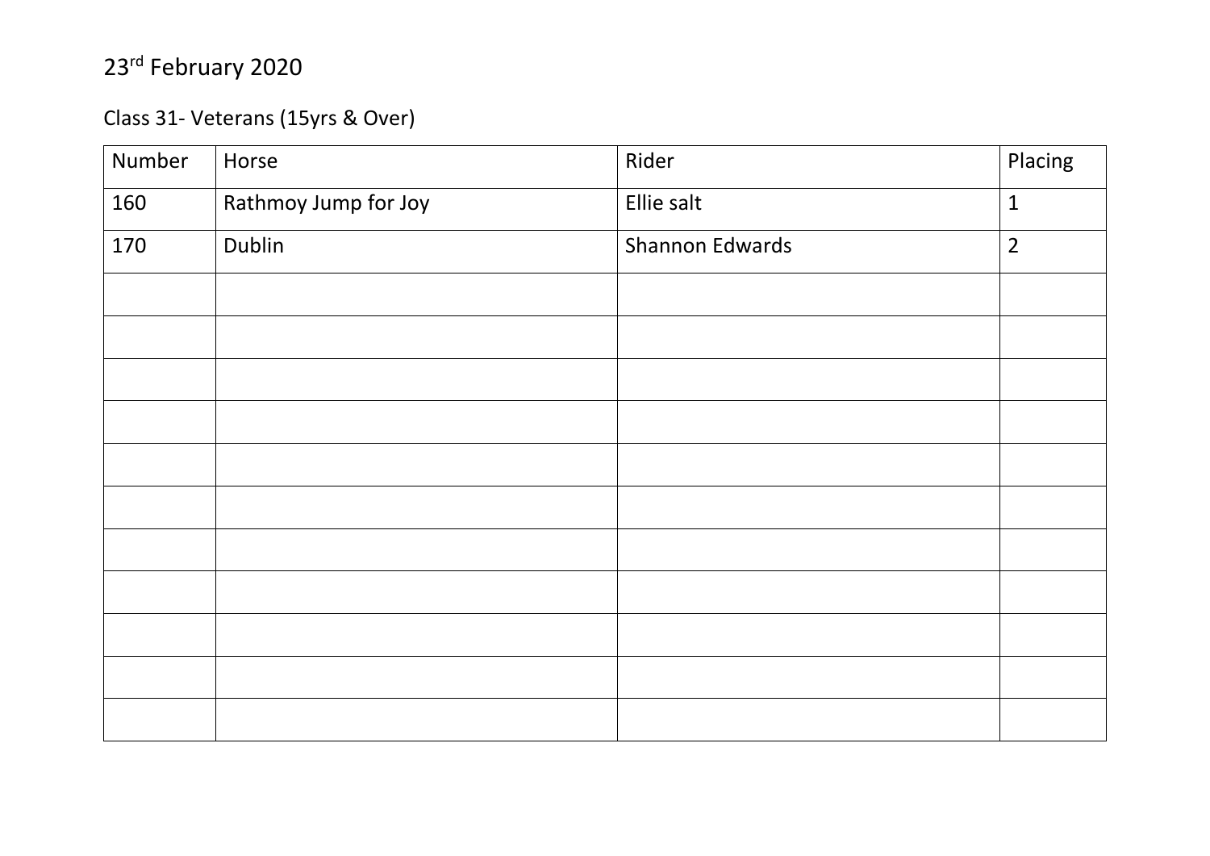23rd February 2020

Class 31- Veterans (15yrs & Over)

| Number | Horse | Rider | Placing |
|---|---|---|---|
| 160 | Rathmoy Jump for Joy | Ellie salt | 1 |
| 170 | Dublin | Shannon Edwards | 2 |
| | | | |
| | | | |
| | | | |
| | | | |
| | | | |
| | | | |
| | | | |
| | | | |
| | | | |
| | | | |
| | | | |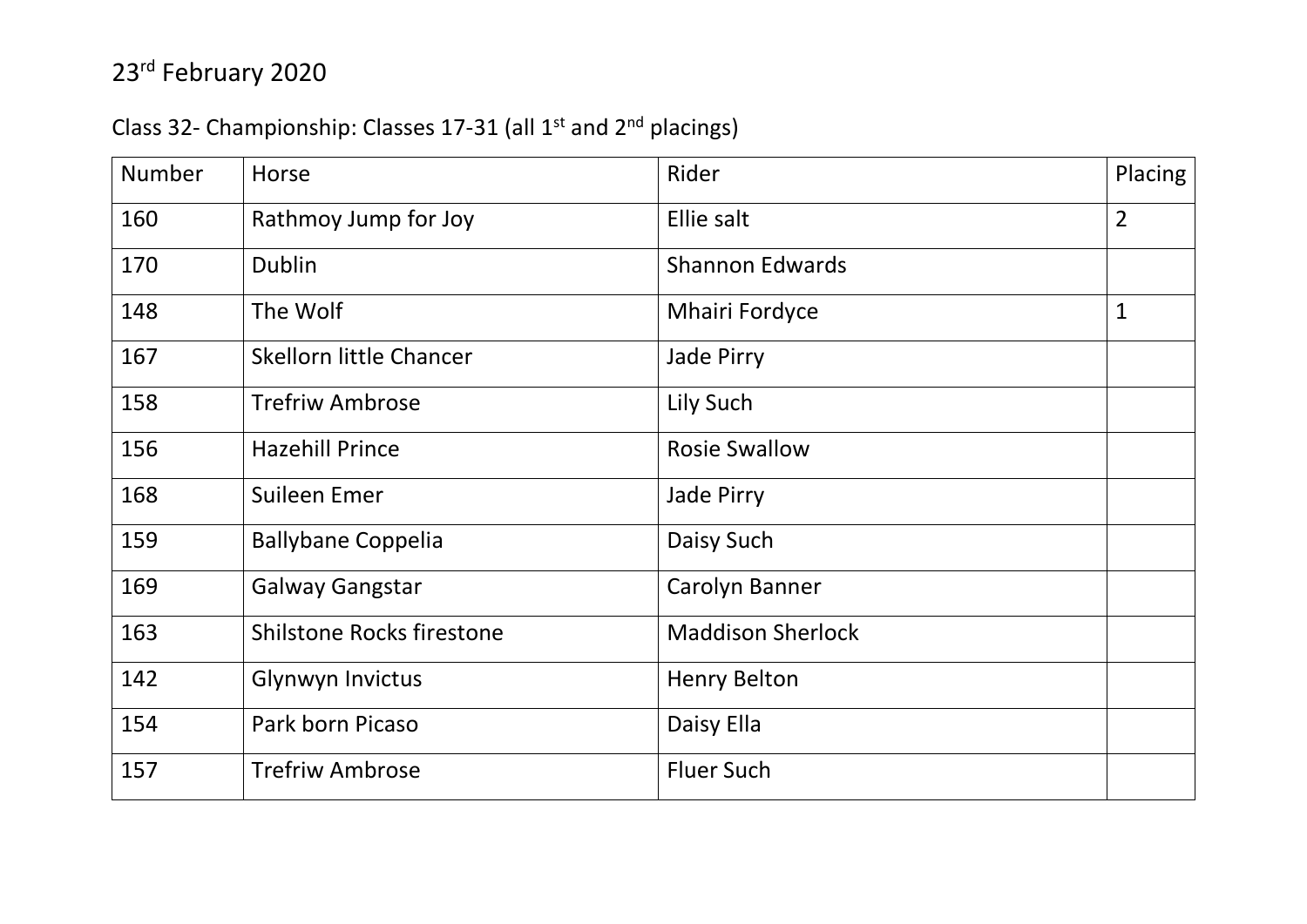23rd February 2020

Class 32- Championship: Classes 17-31 (all 1st and 2nd placings)

| Number | Horse | Rider | Placing |
|---|---|---|---|
| 160 | Rathmoy Jump for Joy | Ellie salt | 2 |
| 170 | Dublin | Shannon Edwards | |
| 148 | The Wolf | Mhairi Fordyce | 1 |
| 167 | Skellorn little Chancer | Jade Pirry | |
| 158 | Trefriw Ambrose | Lily Such | |
| 156 | Hazehill Prince | Rosie Swallow | |
| 168 | Suileen Emer | Jade Pirry | |
| 159 | Ballybane Coppelia | Daisy Such | |
| 169 | Galway Gangstar | Carolyn Banner | |
| 163 | Shilstone Rocks firestone | Maddison Sherlock | |
| 142 | Glynwyn Invictus | Henry Belton | |
| 154 | Park born Picaso | Daisy Ella | |
| 157 | Trefriw Ambrose | Fluer Such | |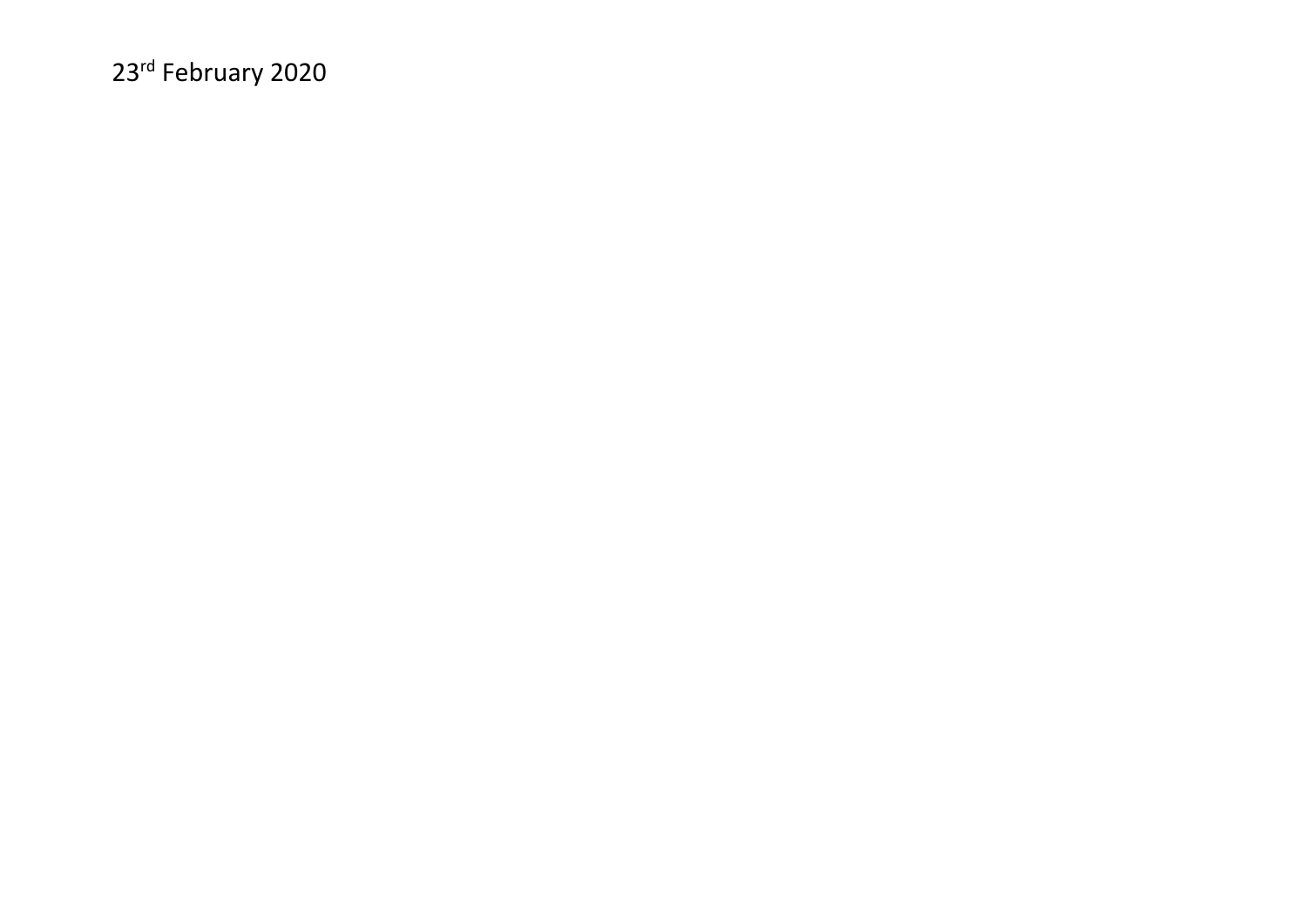23rd February 2020